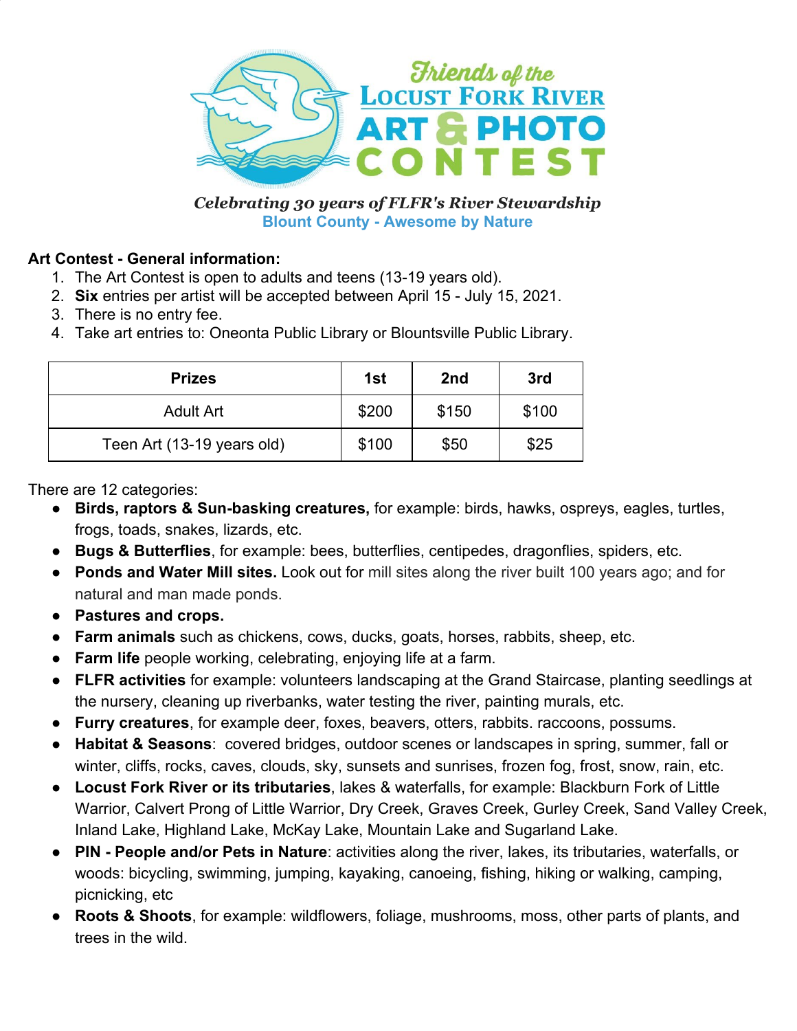# Friends of the Locust Fork River Art & Photo Contest

***Celebrating 30 years of FLFR's River Stewardship***

**Blount County - Awesome by Nature**

**Art Contest - General information:**

1. The Art Contest is open to adults and teens (13-19 years old).
2. **Six** entries per artist will be accepted between April 15 - July 15, 2021.
3. There is no entry fee.
4. Take art entries to: Oneonta Public Library or Blountsville Public Library.

| Prizes | 1st | 2nd | 3rd |
|---|---|---|---|
| Adult Art | $200 | $150 | $100 |
| Teen Art (13-19 years old) | $100 | $50 | $25 |

There are 12 categories:

- **Birds, raptors & Sun-basking creatures,** for example: birds, hawks, ospreys, eagles, turtles, frogs, toads, snakes, lizards, etc.
- **Bugs & Butterflies**, for example: bees, butterflies, centipedes, dragonflies, spiders, etc.
- **Ponds and Water Mill sites.** Look out for mill sites along the river built 100 years ago; and for natural and man made ponds.
- **Pastures and crops.**
- **Farm animals** such as chickens, cows, ducks, goats, horses, rabbits, sheep, etc.
- **Farm life** people working, celebrating, enjoying life at a farm.
- **FLFR activities** for example: volunteers landscaping at the Grand Staircase, planting seedlings at the nursery, cleaning up riverbanks, water testing the river, painting murals, etc.
- **Furry creatures**, for example deer, foxes, beavers, otters, rabbits. raccoons, possums.
- **Habitat & Seasons**: covered bridges, outdoor scenes or landscapes in spring, summer, fall or winter, cliffs, rocks, caves, clouds, sky, sunsets and sunrises, frozen fog, frost, snow, rain, etc.
- **Locust Fork River or its tributaries**, lakes & waterfalls, for example: Blackburn Fork of Little Warrior, Calvert Prong of Little Warrior, Dry Creek, Graves Creek, Gurley Creek, Sand Valley Creek, Inland Lake, Highland Lake, McKay Lake, Mountain Lake and Sugarland Lake.
- **PIN - People and/or Pets in Nature**: activities along the river, lakes, its tributaries, waterfalls, or woods: bicycling, swimming, jumping, kayaking, canoeing, fishing, hiking or walking, camping, picnicking, etc
- **Roots & Shoots**, for example: wildflowers, foliage, mushrooms, moss, other parts of plants, and trees in the wild.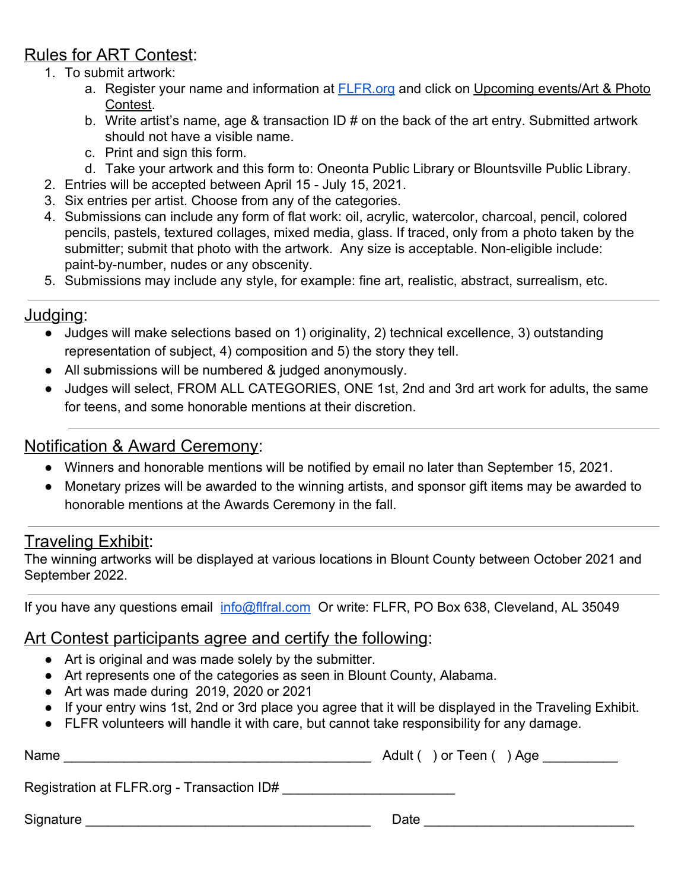## Rules for ART Contest:

1. To submit artwork:
   a. Register your name and information at [FLFR.org](FLFR.org) and click on Upcoming events/Art & Photo Contest.
   b. Write artist's name, age & transaction ID # on the back of the art entry. Submitted artwork should not have a visible name.
   c. Print and sign this form.
   d. Take your artwork and this form to: Oneonta Public Library or Blountsville Public Library.
2. Entries will be accepted between April 15 - July 15, 2021.
3. Six entries per artist. Choose from any of the categories.
4. Submissions can include any form of flat work: oil, acrylic, watercolor, charcoal, pencil, colored pencils, pastels, textured collages, mixed media, glass. If traced, only from a photo taken by the submitter; submit that photo with the artwork. Any size is acceptable. Non-eligible include: paint-by-number, nudes or any obscenity.
5. Submissions may include any style, for example: fine art, realistic, abstract, surrealism, etc.

---

## Judging:

- Judges will make selections based on 1) originality, 2) technical excellence, 3) outstanding representation of subject, 4) composition and 5) the story they tell.
- All submissions will be numbered & judged anonymously.
- Judges will select, FROM ALL CATEGORIES, ONE 1st, 2nd and 3rd art work for adults, the same for teens, and some honorable mentions at their discretion.

---

## Notification & Award Ceremony:

- Winners and honorable mentions will be notified by email no later than September 15, 2021.
- Monetary prizes will be awarded to the winning artists, and sponsor gift items may be awarded to honorable mentions at the Awards Ceremony in the fall.

---

## Traveling Exhibit:

The winning artworks will be displayed at various locations in Blount County between October 2021 and September 2022.

---

If you have any questions email [info@flfral.com](mailto:info@flfral.com) Or write: FLFR, PO Box 638, Cleveland, AL 35049

## Art Contest participants agree and certify the following:

- Art is original and was made solely by the submitter.
- Art represents one of the categories as seen in Blount County, Alabama.
- Art was made during 2019, 2020 or 2021
- If your entry wins 1st, 2nd or 3rd place you agree that it will be displayed in the Traveling Exhibit.
- FLFR volunteers will handle it with care, but cannot take responsibility for any damage.

Name ________________________________________ Adult ( ) or Teen ( ) Age __________

Registration at FLFR.org - Transaction ID# ______________________

Signature ____________________________________ Date ___________________________